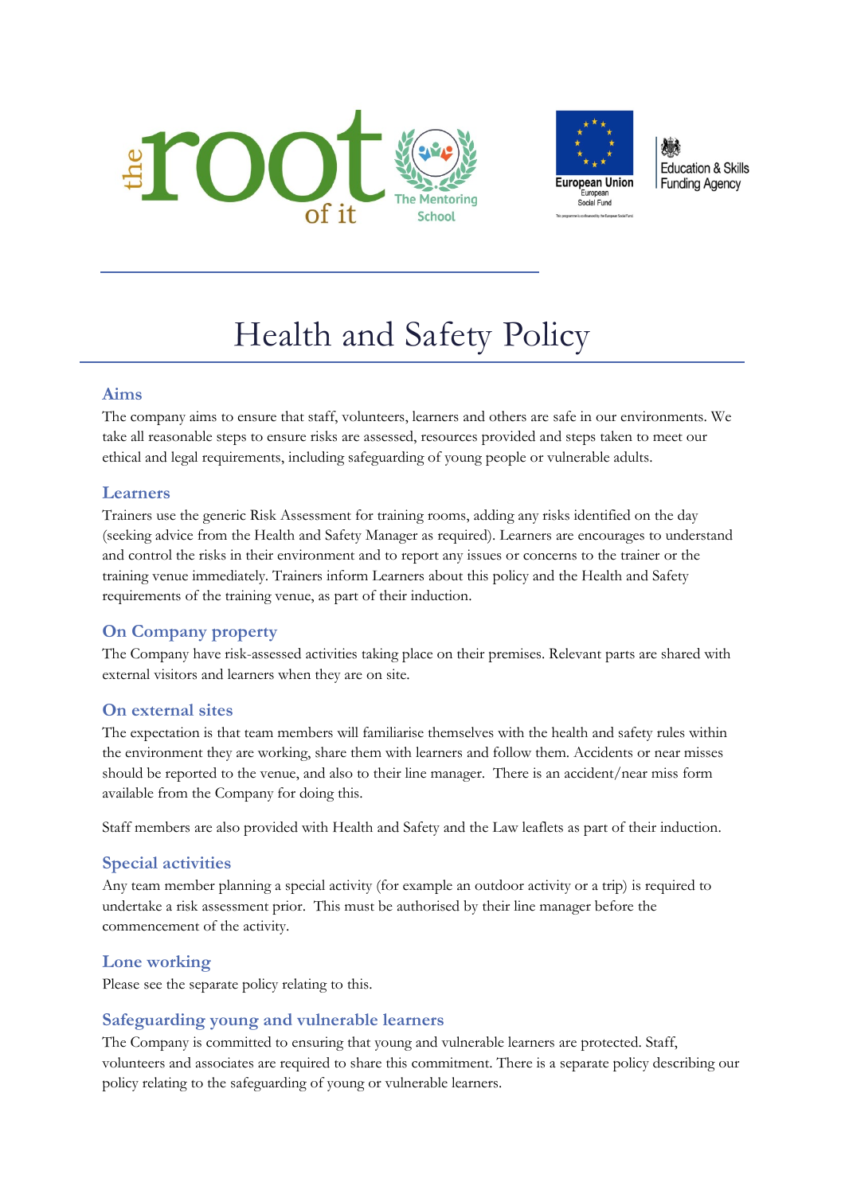# Health and Safety Policy

## Aims

The company aims to ensure that staff, volunteers, learners and others are safe in our environments. We take all reasonable steps to ensure risks are assessed, resources provided and steps taken to meet our ethical and legal requirements, including safeguarding of young people or vulnerable adults.

## Learners

Trainers use the generic Risk Assessment for training rooms, adding any risks identified on the day (seeking advice from the Health and Safety Manager as required). Learners are encourages to understand and control the risks in their environment and to report any issues or concerns to the trainer or the training venue immediately. Trainers inform Learners about this policy and the Health and Safety requirements of the training venue, as part of their induction.

## On Company property

The Company have risk-assessed activities taking place on their premises. Relevant parts are shared with external visitors and learners when they are on site.

## On external sites

The expectation is that team members will familiarise themselves with the health and safety rules within the environment they are working, share them with learners and follow them. Accidents or near misses should be reported to the venue, and also to their line manager. There is an accident/near miss form available from the Company for doing this.

Staff members are also provided with Health and Safety and the Law leaflets as part of their induction.

## Special activities

Any team member planning a special activity (for example an outdoor activity or a trip) is required to undertake a risk assessment prior. This must be authorised by their line manager before the commencement of the activity.

## Lone working

Please see the separate policy relating to this.

## Safeguarding young and vulnerable learners

The Company is committed to ensuring that young and vulnerable learners are protected. Staff, volunteers and associates are required to share this commitment. There is a separate policy describing our policy relating to the safeguarding of young or vulnerable learners.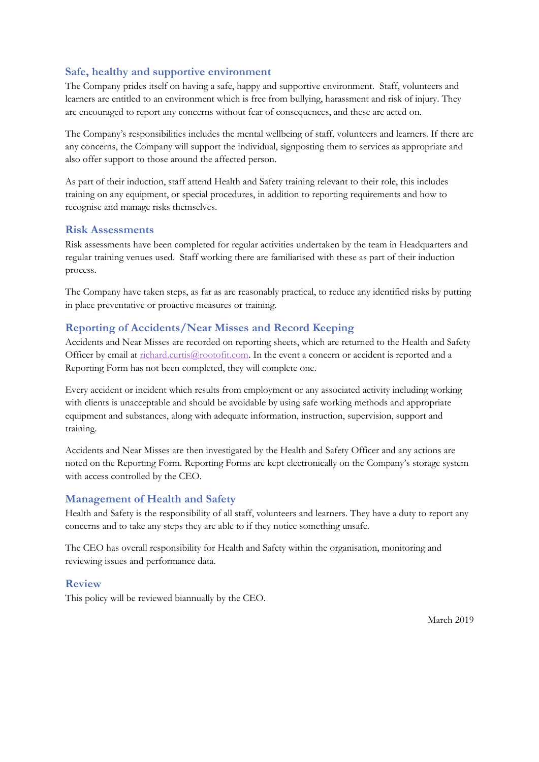## Safe, healthy and supportive environment

The Company prides itself on having a safe, happy and supportive environment. Staff, volunteers and learners are entitled to an environment which is free from bullying, harassment and risk of injury. They are encouraged to report any concerns without fear of consequences, and these are acted on.

The Company's responsibilities includes the mental wellbeing of staff, volunteers and learners. If there are any concerns, the Company will support the individual, signposting them to services as appropriate and also offer support to those around the affected person.

As part of their induction, staff attend Health and Safety training relevant to their role, this includes training on any equipment, or special procedures, in addition to reporting requirements and how to recognise and manage risks themselves.

## Risk Assessments

Risk assessments have been completed for regular activities undertaken by the team in Headquarters and regular training venues used. Staff working there are familiarised with these as part of their induction process.

The Company have taken steps, as far as are reasonably practical, to reduce any identified risks by putting in place preventative or proactive measures or training.

## Reporting of Accidents/Near Misses and Record Keeping

Accidents and Near Misses are recorded on reporting sheets, which are returned to the Health and Safety Officer by email at richard.curtis@rootofit.com. In the event a concern or accident is reported and a Reporting Form has not been completed, they will complete one.

Every accident or incident which results from employment or any associated activity including working with clients is unacceptable and should be avoidable by using safe working methods and appropriate equipment and substances, along with adequate information, instruction, supervision, support and training.

Accidents and Near Misses are then investigated by the Health and Safety Officer and any actions are noted on the Reporting Form. Reporting Forms are kept electronically on the Company's storage system with access controlled by the CEO.

## Management of Health and Safety

Health and Safety is the responsibility of all staff, volunteers and learners. They have a duty to report any concerns and to take any steps they are able to if they notice something unsafe.

The CEO has overall responsibility for Health and Safety within the organisation, monitoring and reviewing issues and performance data.

## Review

This policy will be reviewed biannually by the CEO.

March 2019